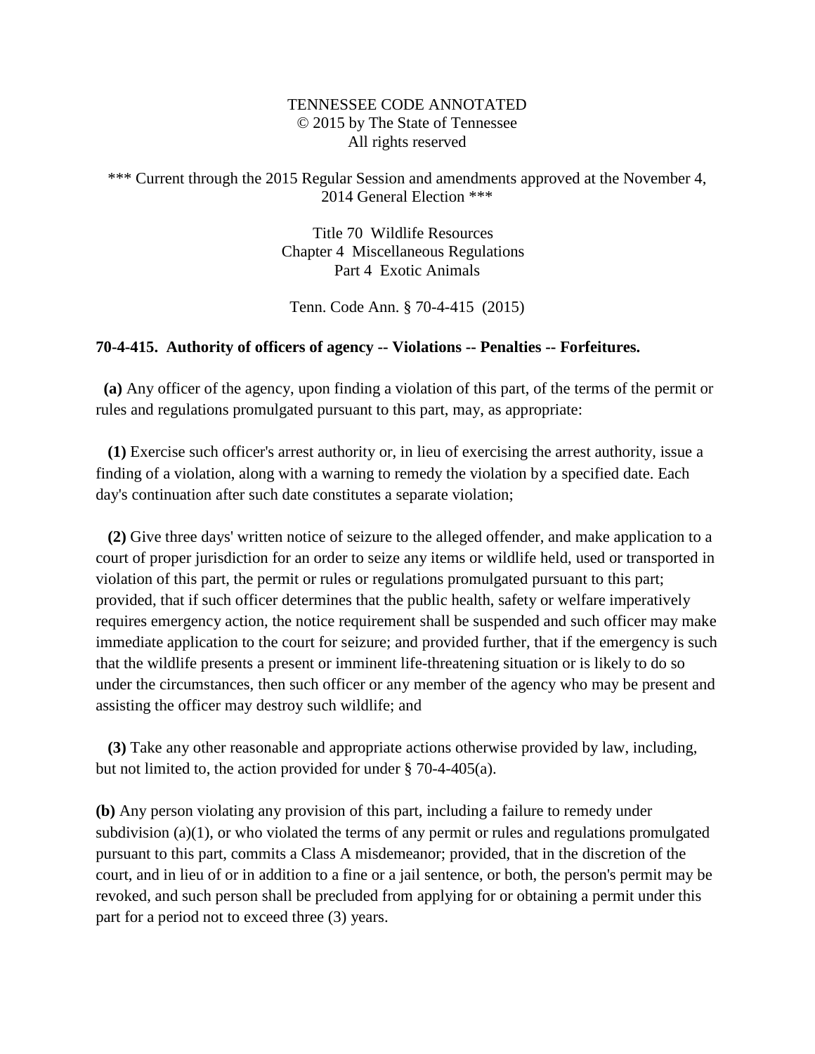TENNESSEE CODE ANNOTATED
© 2015 by The State of Tennessee
All rights reserved

*** Current through the 2015 Regular Session and amendments approved at the November 4, 2014 General Election ***

Title 70 Wildlife Resources
Chapter 4 Miscellaneous Regulations
Part 4 Exotic Animals

Tenn. Code Ann. § 70-4-415 (2015)

**70-4-415. Authority of officers of agency -- Violations -- Penalties -- Forfeitures.**

**(a)** Any officer of the agency, upon finding a violation of this part, of the terms of the permit or rules and regulations promulgated pursuant to this part, may, as appropriate:

**(1)** Exercise such officer's arrest authority or, in lieu of exercising the arrest authority, issue a finding of a violation, along with a warning to remedy the violation by a specified date. Each day's continuation after such date constitutes a separate violation;

**(2)** Give three days' written notice of seizure to the alleged offender, and make application to a court of proper jurisdiction for an order to seize any items or wildlife held, used or transported in violation of this part, the permit or rules or regulations promulgated pursuant to this part; provided, that if such officer determines that the public health, safety or welfare imperatively requires emergency action, the notice requirement shall be suspended and such officer may make immediate application to the court for seizure; and provided further, that if the emergency is such that the wildlife presents a present or imminent life-threatening situation or is likely to do so under the circumstances, then such officer or any member of the agency who may be present and assisting the officer may destroy such wildlife; and

**(3)** Take any other reasonable and appropriate actions otherwise provided by law, including, but not limited to, the action provided for under § 70-4-405(a).

**(b)** Any person violating any provision of this part, including a failure to remedy under subdivision (a)(1), or who violated the terms of any permit or rules and regulations promulgated pursuant to this part, commits a Class A misdemeanor; provided, that in the discretion of the court, and in lieu of or in addition to a fine or a jail sentence, or both, the person's permit may be revoked, and such person shall be precluded from applying for or obtaining a permit under this part for a period not to exceed three (3) years.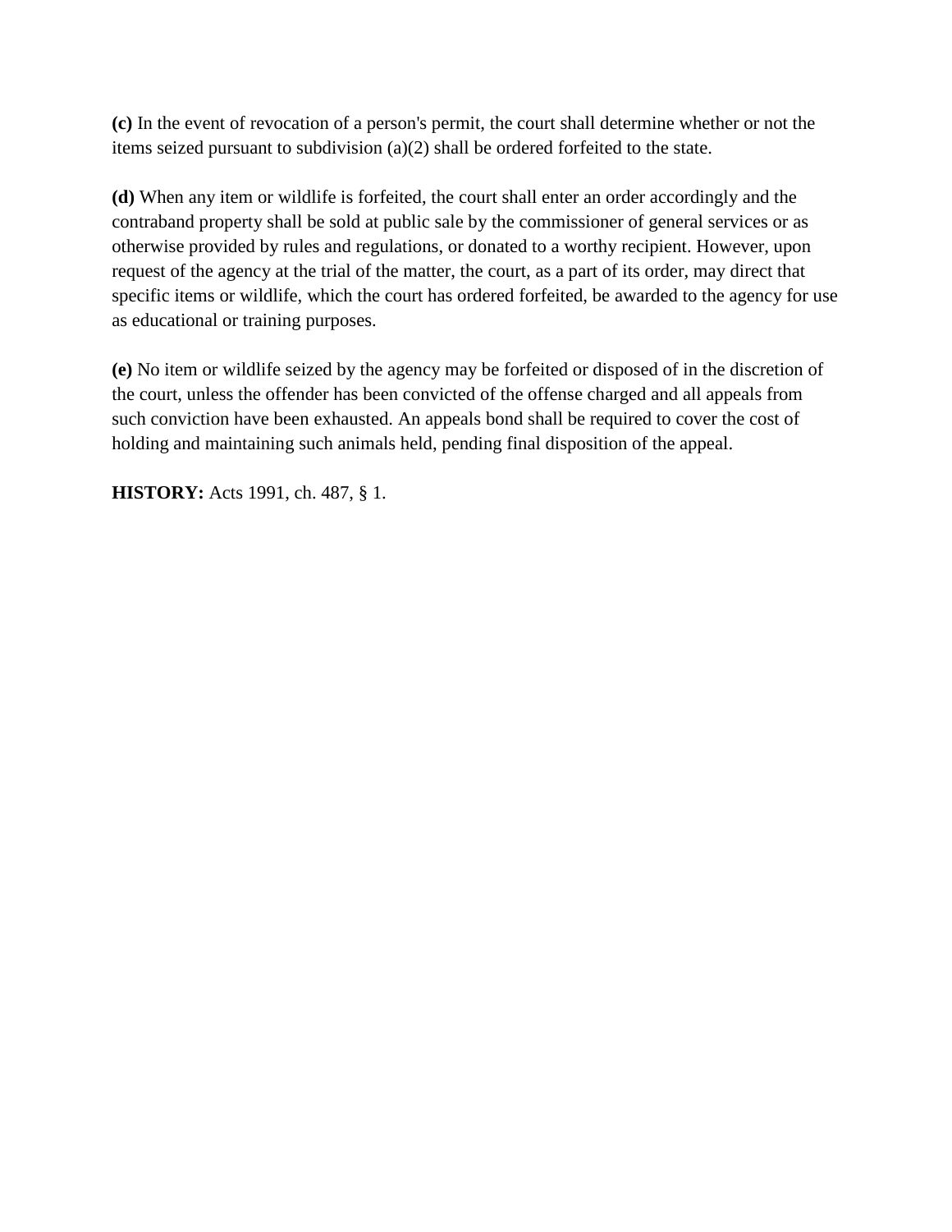**(c)** In the event of revocation of a person's permit, the court shall determine whether or not the items seized pursuant to subdivision (a)(2) shall be ordered forfeited to the state.

**(d)** When any item or wildlife is forfeited, the court shall enter an order accordingly and the contraband property shall be sold at public sale by the commissioner of general services or as otherwise provided by rules and regulations, or donated to a worthy recipient. However, upon request of the agency at the trial of the matter, the court, as a part of its order, may direct that specific items or wildlife, which the court has ordered forfeited, be awarded to the agency for use as educational or training purposes.

**(e)** No item or wildlife seized by the agency may be forfeited or disposed of in the discretion of the court, unless the offender has been convicted of the offense charged and all appeals from such conviction have been exhausted. An appeals bond shall be required to cover the cost of holding and maintaining such animals held, pending final disposition of the appeal.

**HISTORY:** Acts 1991, ch. 487, § 1.